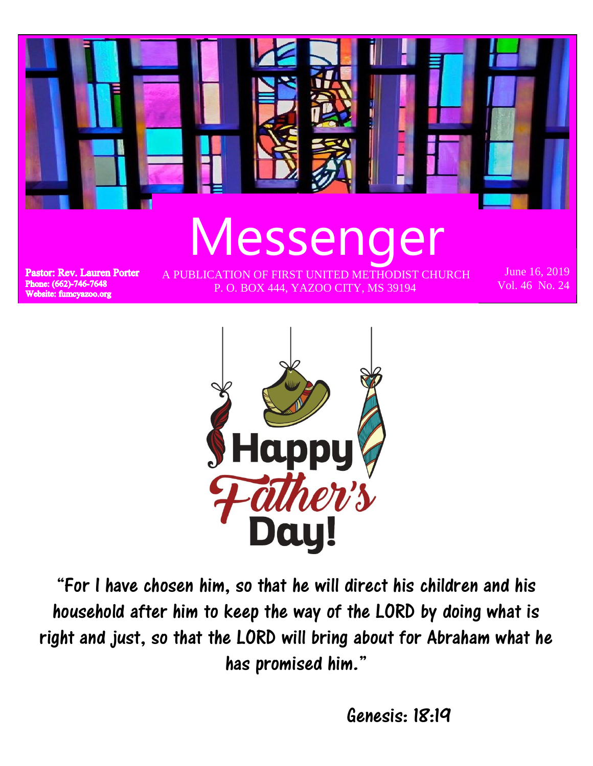# Messenger

**Pastor: Rev. Lauren Porter**
**Phone: (662)-746-7648**
**Website: fumcyazoo.org**

A PUBLICATION OF FIRST UNITED METHODIST CHURCH
P. O. BOX 444, YAZOO CITY, MS 39194

June 16, 2019
Vol. 46 No. 24

Happy Father's Day!

"For I have chosen him, so that he will direct his children and his household after him to keep the way of the LORD by doing what is right and just, so that the LORD will bring about for Abraham what he has promised him."

Genesis: 18:19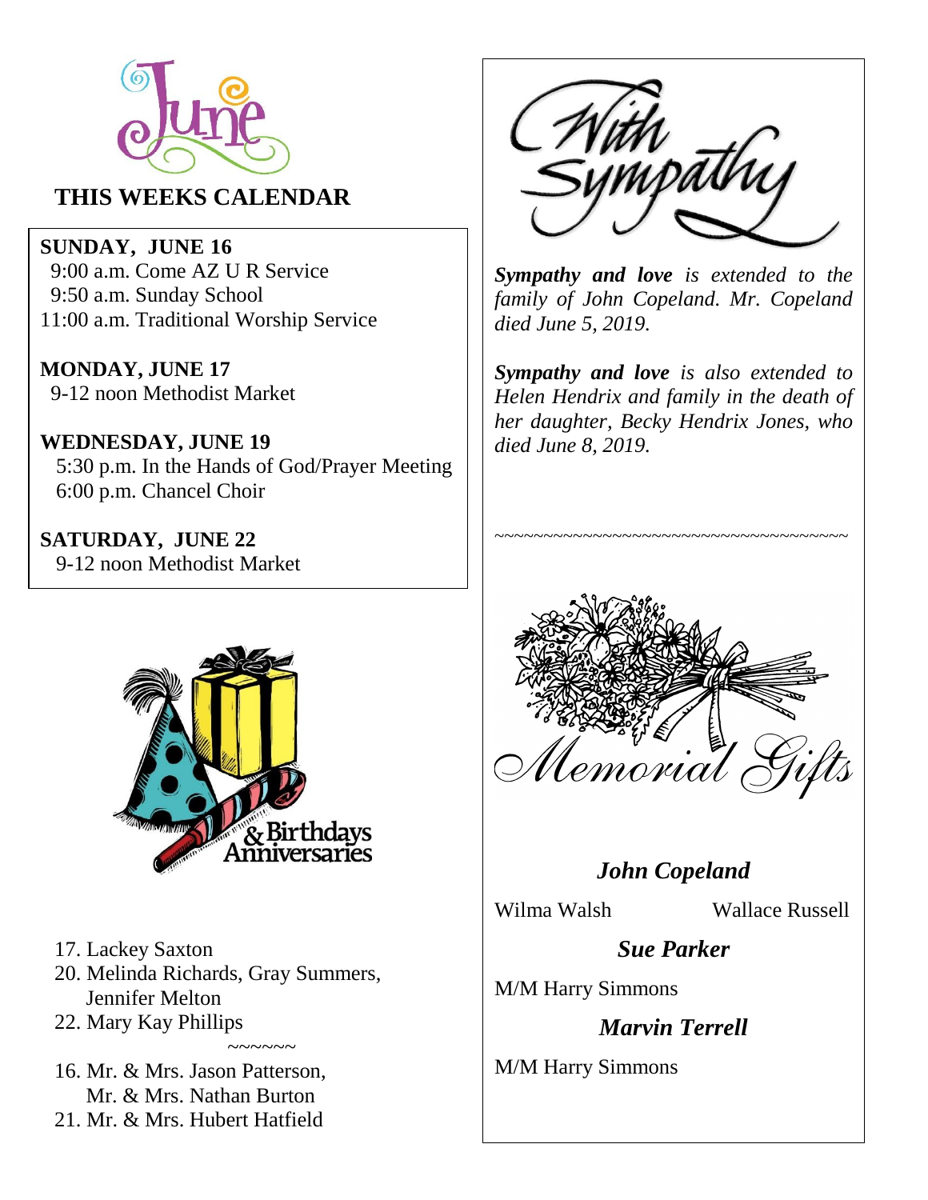# June

## THIS WEEKS CALENDAR

**SUNDAY, JUNE 16**
9:00 a.m. Come AZ U R Service
9:50 a.m. Sunday School
11:00 a.m. Traditional Worship Service

**MONDAY, JUNE 17**
9-12 noon Methodist Market

**WEDNESDAY, JUNE 19**
5:30 p.m. In the Hands of God/Prayer Meeting
6:00 p.m. Chancel Choir

**SATURDAY, JUNE 22**
9-12 noon Methodist Market

## Birthdays & Anniversaries

17. Lackey Saxton
20. Melinda Richards, Gray Summers, Jennifer Melton
22. Mary Kay Phillips

~~~~~~

16. Mr. & Mrs. Jason Patterson, Mr. & Mrs. Nathan Burton
21. Mr. & Mrs. Hubert Hatfield

## With Sympathy

***Sympathy and love*** *is extended to the family of John Copeland. Mr. Copeland died June 5, 2019.*

***Sympathy and love*** *is also extended to Helen Hendrix and family in the death of her daughter, Becky Hendrix Jones, who died June 8, 2019.*

~~~~~~~~~~~~~~~~~~~~~~~~~~~~~~~~~~~~~~~~

## Memorial Gifts

***John Copeland***

Wilma Walsh Wallace Russell

***Sue Parker***

M/M Harry Simmons

***Marvin Terrell***

M/M Harry Simmons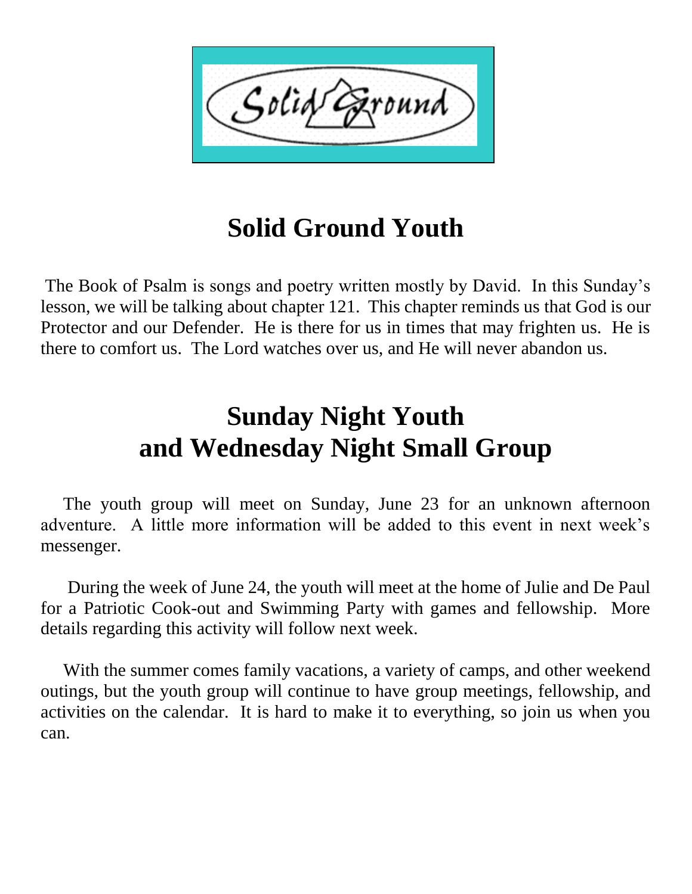# Solid Ground Youth

The Book of Psalm is songs and poetry written mostly by David. In this Sunday's lesson, we will be talking about chapter 121. This chapter reminds us that God is our Protector and our Defender. He is there for us in times that may frighten us. He is there to comfort us. The Lord watches over us, and He will never abandon us.

# Sunday Night Youth and Wednesday Night Small Group

The youth group will meet on Sunday, June 23 for an unknown afternoon adventure. A little more information will be added to this event in next week's messenger.

During the week of June 24, the youth will meet at the home of Julie and De Paul for a Patriotic Cook-out and Swimming Party with games and fellowship. More details regarding this activity will follow next week.

With the summer comes family vacations, a variety of camps, and other weekend outings, but the youth group will continue to have group meetings, fellowship, and activities on the calendar. It is hard to make it to everything, so join us when you can.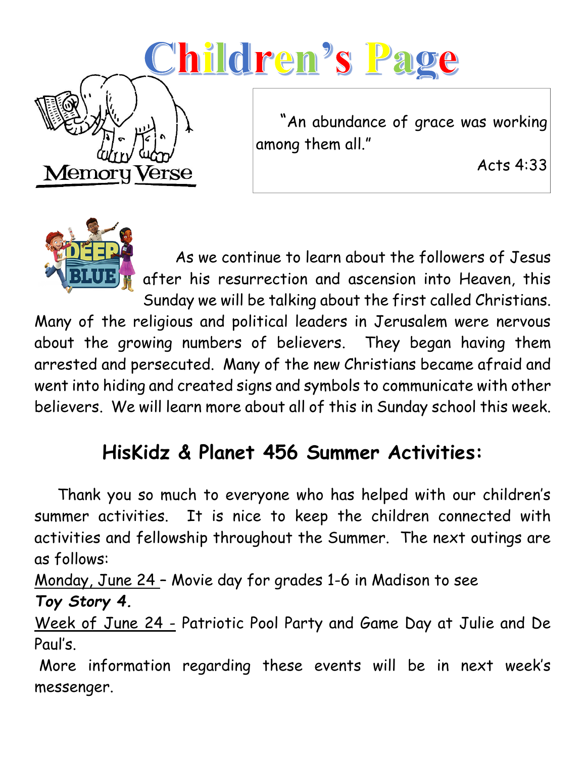# Children's Page

Memory Verse

"An abundance of grace was working among them all."

Acts 4:33

As we continue to learn about the followers of Jesus after his resurrection and ascension into Heaven, this Sunday we will be talking about the first called Christians. Many of the religious and political leaders in Jerusalem were nervous about the growing numbers of believers. They began having them arrested and persecuted. Many of the new Christians became afraid and went into hiding and created signs and symbols to communicate with other believers. We will learn more about all of this in Sunday school this week.

## HisKidz & Planet 456 Summer Activities:

Thank you so much to everyone who has helped with our children's summer activities. It is nice to keep the children connected with activities and fellowship throughout the Summer. The next outings are as follows:

Monday, June 24 – Movie day for grades 1-6 in Madison to see ***Toy Story 4.***

Week of June 24 - Patriotic Pool Party and Game Day at Julie and De Paul's.

More information regarding these events will be in next week's messenger.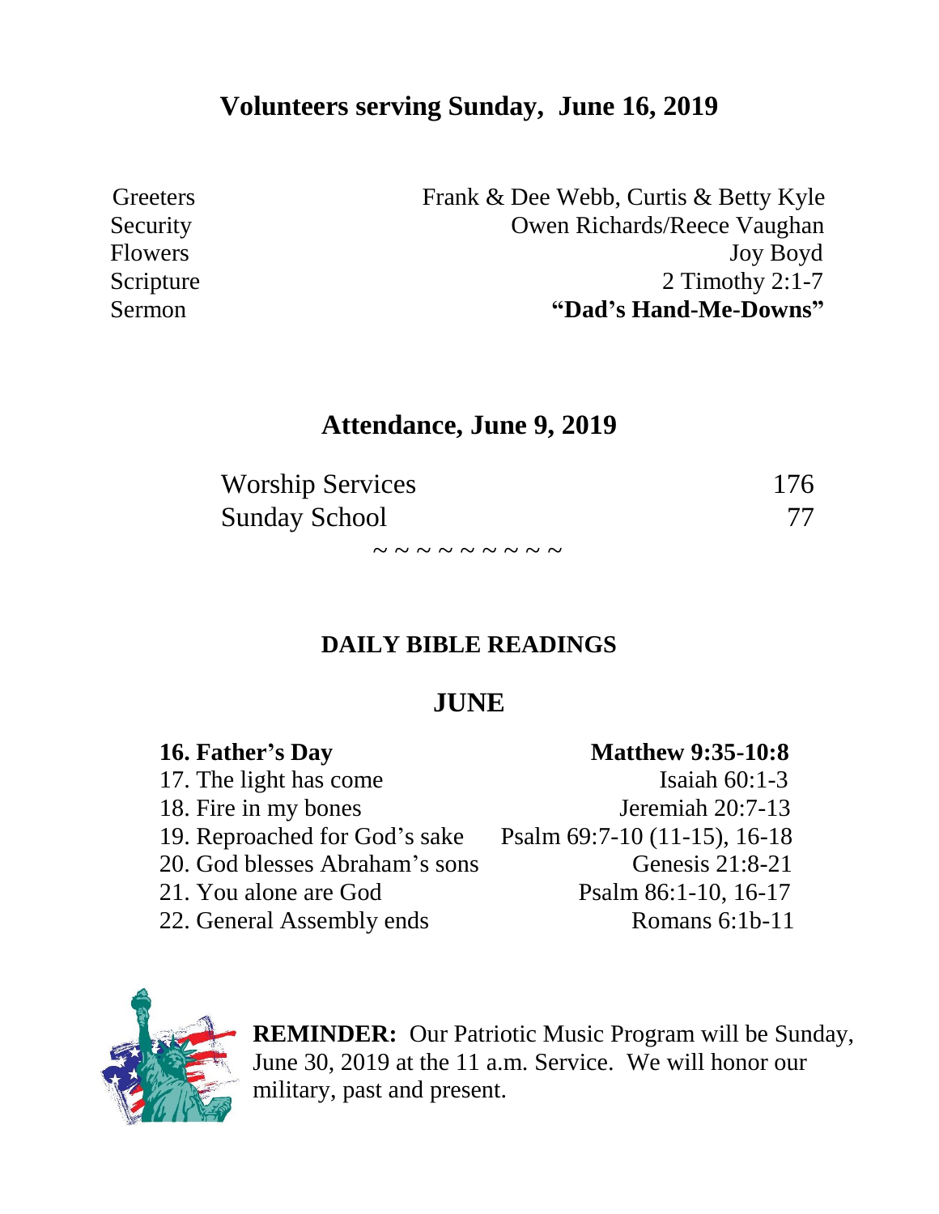## Volunteers serving Sunday, June 16, 2019

| | |
|---|---|
| Greeters | Frank & Dee Webb, Curtis & Betty Kyle |
| Security | Owen Richards/Reece Vaughan |
| Flowers | Joy Boyd |
| Scripture | 2 Timothy 2:1-7 |
| Sermon | **"Dad's Hand-Me-Downs"** |

## Attendance, June 9, 2019

| | |
|---|---|
| Worship Services | 176 |
| Sunday School | 77 |

~ ~ ~ ~ ~ ~ ~ ~ ~ ~

### DAILY BIBLE READINGS

## JUNE

| | |
|---|---|
| **16. Father's Day** | **Matthew 9:35-10:8** |
| 17. The light has come | Isaiah 60:1-3 |
| 18. Fire in my bones | Jeremiah 20:7-13 |
| 19. Reproached for God's sake | Psalm 69:7-10 (11-15), 16-18 |
| 20. God blesses Abraham's sons | Genesis 21:8-21 |
| 21. You alone are God | Psalm 86:1-10, 16-17 |
| 22. General Assembly ends | Romans 6:1b-11 |

**REMINDER:** Our Patriotic Music Program will be Sunday, June 30, 2019 at the 11 a.m. Service. We will honor our military, past and present.